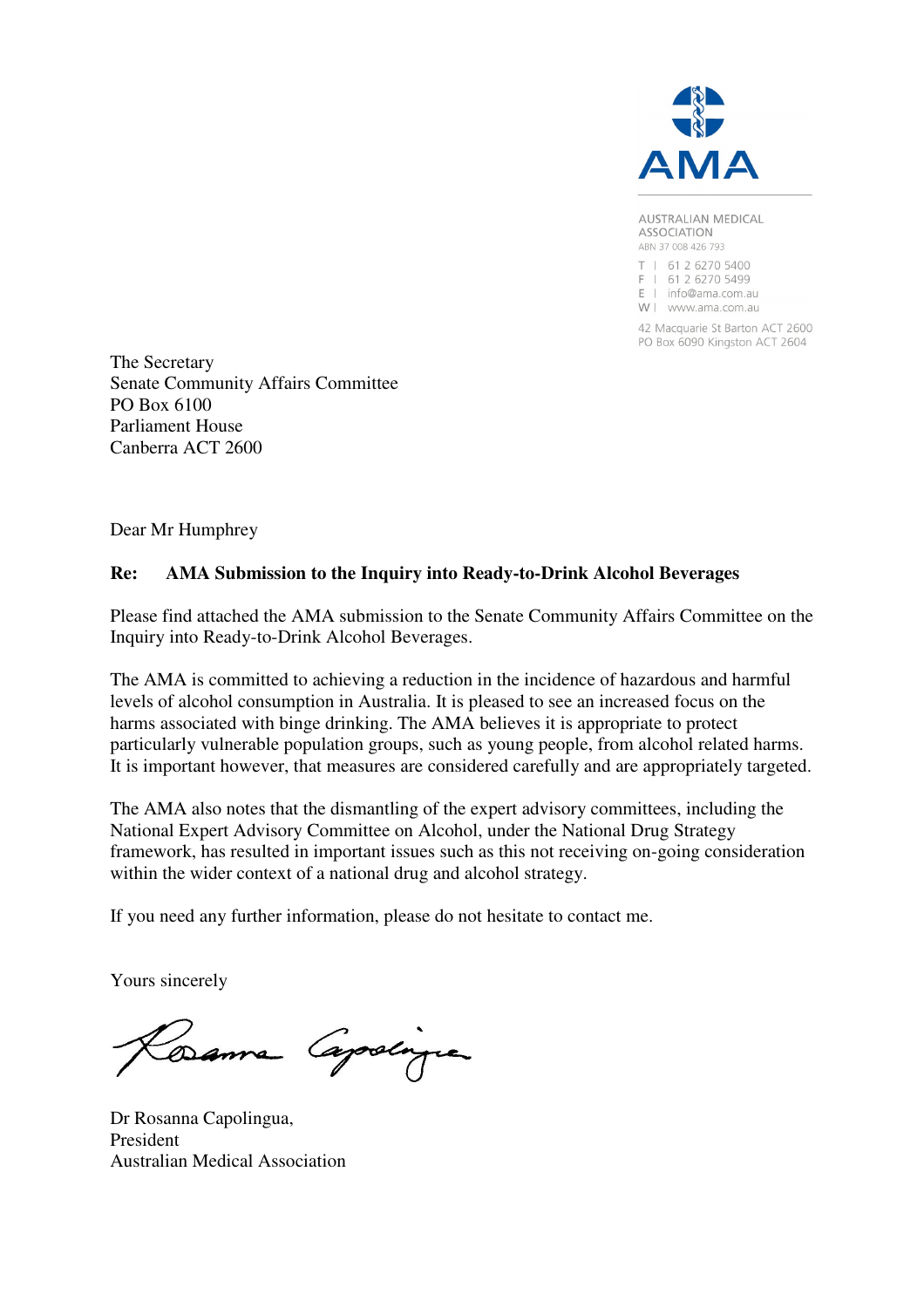AUSTRALIAN MEDICAL ASSOCIATION
ABN 37 008 426 793

T | 61 2 6270 5400
F | 61 2 6270 5499
E | info@ama.com.au
W | www.ama.com.au

42 Macquarie St Barton ACT 2600
PO Box 6090 Kingston ACT 2604

The Secretary
Senate Community Affairs Committee
PO Box 6100
Parliament House
Canberra ACT 2600

Dear Mr Humphrey

**Re: AMA Submission to the Inquiry into Ready-to-Drink Alcohol Beverages**

Please find attached the AMA submission to the Senate Community Affairs Committee on the Inquiry into Ready-to-Drink Alcohol Beverages.

The AMA is committed to achieving a reduction in the incidence of hazardous and harmful levels of alcohol consumption in Australia. It is pleased to see an increased focus on the harms associated with binge drinking. The AMA believes it is appropriate to protect particularly vulnerable population groups, such as young people, from alcohol related harms. It is important however, that measures are considered carefully and are appropriately targeted.

The AMA also notes that the dismantling of the expert advisory committees, including the National Expert Advisory Committee on Alcohol, under the National Drug Strategy framework, has resulted in important issues such as this not receiving on-going consideration within the wider context of a national drug and alcohol strategy.

If you need any further information, please do not hesitate to contact me.

Yours sincerely

Dr Rosanna Capolingua,
President
Australian Medical Association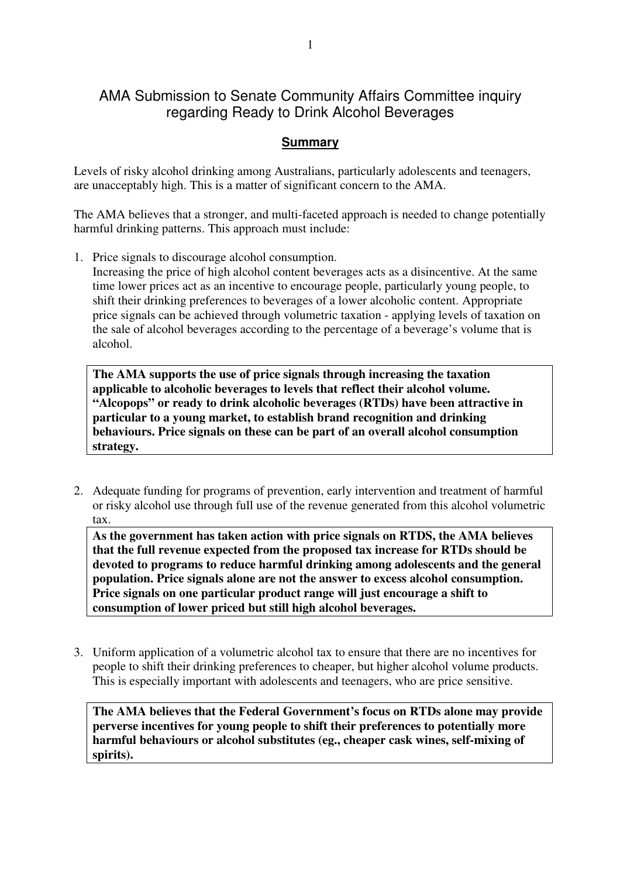# AMA Submission to Senate Community Affairs Committee inquiry regarding Ready to Drink Alcohol Beverages

## Summary

Levels of risky alcohol drinking among Australians, particularly adolescents and teenagers, are unacceptably high. This is a matter of significant concern to the AMA.

The AMA believes that a stronger, and multi-faceted approach is needed to change potentially harmful drinking patterns. This approach must include:

1. Price signals to discourage alcohol consumption.
   Increasing the price of high alcohol content beverages acts as a disincentive. At the same time lower prices act as an incentive to encourage people, particularly young people, to shift their drinking preferences to beverages of a lower alcoholic content. Appropriate price signals can be achieved through volumetric taxation - applying levels of taxation on the sale of alcohol beverages according to the percentage of a beverage's volume that is alcohol.

   **The AMA supports the use of price signals through increasing the taxation applicable to alcoholic beverages to levels that reflect their alcohol volume. "Alcopops" or ready to drink alcoholic beverages (RTDs) have been attractive in particular to a young market, to establish brand recognition and drinking behaviours. Price signals on these can be part of an overall alcohol consumption strategy.**

2. Adequate funding for programs of prevention, early intervention and treatment of harmful or risky alcohol use through full use of the revenue generated from this alcohol volumetric tax.

   **As the government has taken action with price signals on RTDS, the AMA believes that the full revenue expected from the proposed tax increase for RTDs should be devoted to programs to reduce harmful drinking among adolescents and the general population. Price signals alone are not the answer to excess alcohol consumption. Price signals on one particular product range will just encourage a shift to consumption of lower priced but still high alcohol beverages.**

3. Uniform application of a volumetric alcohol tax to ensure that there are no incentives for people to shift their drinking preferences to cheaper, but higher alcohol volume products. This is especially important with adolescents and teenagers, who are price sensitive.

   **The AMA believes that the Federal Government's focus on RTDs alone may provide perverse incentives for young people to shift their preferences to potentially more harmful behaviours or alcohol substitutes (eg., cheaper cask wines, self-mixing of spirits).**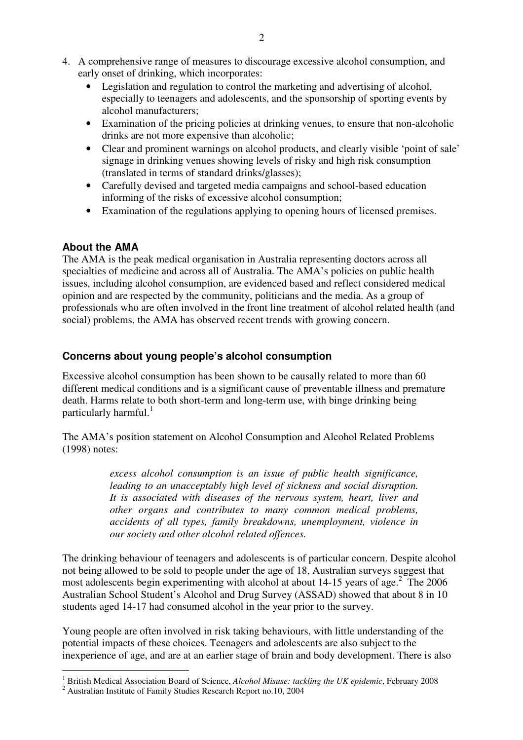4. A comprehensive range of measures to discourage excessive alcohol consumption, and early onset of drinking, which incorporates:
   - Legislation and regulation to control the marketing and advertising of alcohol, especially to teenagers and adolescents, and the sponsorship of sporting events by alcohol manufacturers;
   - Examination of the pricing policies at drinking venues, to ensure that non-alcoholic drinks are not more expensive than alcoholic;
   - Clear and prominent warnings on alcohol products, and clearly visible 'point of sale' signage in drinking venues showing levels of risky and high risk consumption (translated in terms of standard drinks/glasses);
   - Carefully devised and targeted media campaigns and school-based education informing of the risks of excessive alcohol consumption;
   - Examination of the regulations applying to opening hours of licensed premises.

### About the AMA

The AMA is the peak medical organisation in Australia representing doctors across all specialties of medicine and across all of Australia. The AMA's policies on public health issues, including alcohol consumption, are evidenced based and reflect considered medical opinion and are respected by the community, politicians and the media. As a group of professionals who are often involved in the front line treatment of alcohol related health (and social) problems, the AMA has observed recent trends with growing concern.

### Concerns about young people's alcohol consumption

Excessive alcohol consumption has been shown to be causally related to more than 60 different medical conditions and is a significant cause of preventable illness and premature death. Harms relate to both short-term and long-term use, with binge drinking being particularly harmful.[1]

The AMA's position statement on Alcohol Consumption and Alcohol Related Problems (1998) notes:

> *excess alcohol consumption is an issue of public health significance, leading to an unacceptably high level of sickness and social disruption. It is associated with diseases of the nervous system, heart, liver and other organs and contributes to many common medical problems, accidents of all types, family breakdowns, unemployment, violence in our society and other alcohol related offences.*

The drinking behaviour of teenagers and adolescents is of particular concern. Despite alcohol not being allowed to be sold to people under the age of 18, Australian surveys suggest that most adolescents begin experimenting with alcohol at about 14-15 years of age.[2] The 2006 Australian School Student's Alcohol and Drug Survey (ASSAD) showed that about 8 in 10 students aged 14-17 had consumed alcohol in the year prior to the survey.

Young people are often involved in risk taking behaviours, with little understanding of the potential impacts of these choices. Teenagers and adolescents are also subject to the inexperience of age, and are at an earlier stage of brain and body development. There is also

[1] British Medical Association Board of Science, *Alcohol Misuse: tackling the UK epidemic*, February 2008

[2] Australian Institute of Family Studies Research Report no.10, 2004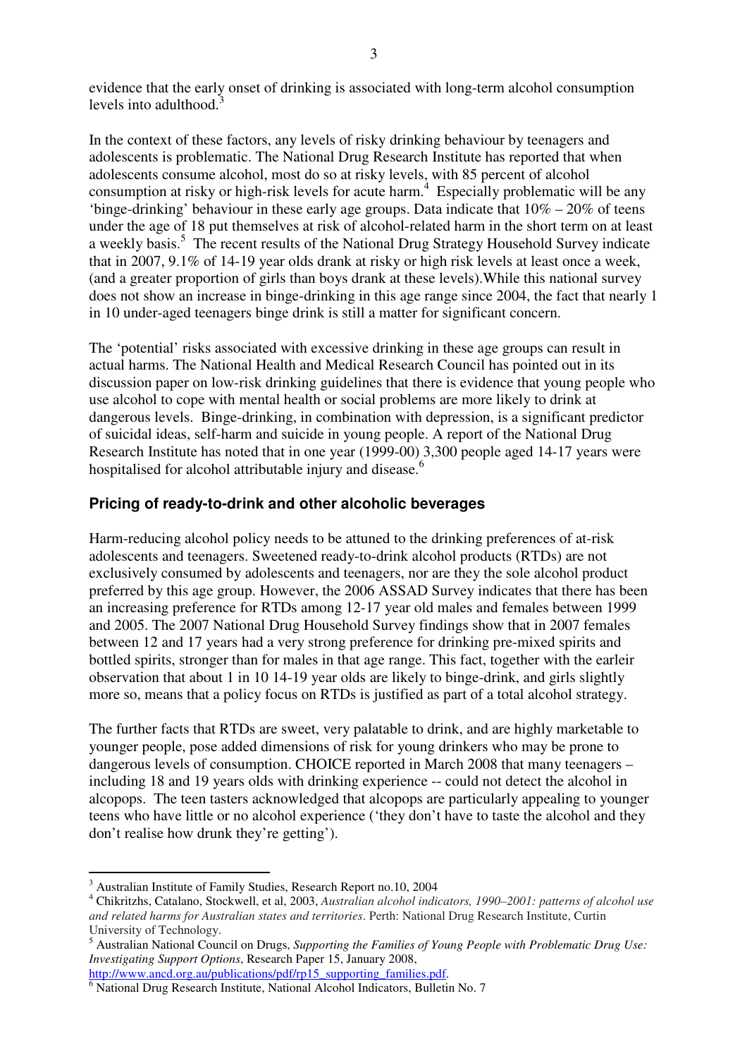evidence that the early onset of drinking is associated with long-term alcohol consumption levels into adulthood.[3]

In the context of these factors, any levels of risky drinking behaviour by teenagers and adolescents is problematic. The National Drug Research Institute has reported that when adolescents consume alcohol, most do so at risky levels, with 85 percent of alcohol consumption at risky or high-risk levels for acute harm.[4] Especially problematic will be any 'binge-drinking' behaviour in these early age groups. Data indicate that 10% – 20% of teens under the age of 18 put themselves at risk of alcohol-related harm in the short term on at least a weekly basis.[5] The recent results of the National Drug Strategy Household Survey indicate that in 2007, 9.1% of 14-19 year olds drank at risky or high risk levels at least once a week, (and a greater proportion of girls than boys drank at these levels).While this national survey does not show an increase in binge-drinking in this age range since 2004, the fact that nearly 1 in 10 under-aged teenagers binge drink is still a matter for significant concern.

The 'potential' risks associated with excessive drinking in these age groups can result in actual harms. The National Health and Medical Research Council has pointed out in its discussion paper on low-risk drinking guidelines that there is evidence that young people who use alcohol to cope with mental health or social problems are more likely to drink at dangerous levels. Binge-drinking, in combination with depression, is a significant predictor of suicidal ideas, self-harm and suicide in young people. A report of the National Drug Research Institute has noted that in one year (1999-00) 3,300 people aged 14-17 years were hospitalised for alcohol attributable injury and disease.[6]

## Pricing of ready-to-drink and other alcoholic beverages

Harm-reducing alcohol policy needs to be attuned to the drinking preferences of at-risk adolescents and teenagers. Sweetened ready-to-drink alcohol products (RTDs) are not exclusively consumed by adolescents and teenagers, nor are they the sole alcohol product preferred by this age group. However, the 2006 ASSAD Survey indicates that there has been an increasing preference for RTDs among 12-17 year old males and females between 1999 and 2005. The 2007 National Drug Household Survey findings show that in 2007 females between 12 and 17 years had a very strong preference for drinking pre-mixed spirits and bottled spirits, stronger than for males in that age range. This fact, together with the earleir observation that about 1 in 10 14-19 year olds are likely to binge-drink, and girls slightly more so, means that a policy focus on RTDs is justified as part of a total alcohol strategy.

The further facts that RTDs are sweet, very palatable to drink, and are highly marketable to younger people, pose added dimensions of risk for young drinkers who may be prone to dangerous levels of consumption. CHOICE reported in March 2008 that many teenagers – including 18 and 19 years olds with drinking experience -- could not detect the alcohol in alcopops. The teen tasters acknowledged that alcopops are particularly appealing to younger teens who have little or no alcohol experience ('they don't have to taste the alcohol and they don't realise how drunk they're getting').

---

[3] Australian Institute of Family Studies, Research Report no.10, 2004

[4] Chikritzhs, Catalano, Stockwell, et al, 2003, *Australian alcohol indicators, 1990–2001: patterns of alcohol use and related harms for Australian states and territories*. Perth: National Drug Research Institute, Curtin University of Technology.

[5] Australian National Council on Drugs, *Supporting the Families of Young People with Problematic Drug Use: Investigating Support Options*, Research Paper 15, January 2008, http://www.ancd.org.au/publications/pdf/rp15_supporting_families.pdf.

[6] National Drug Research Institute, National Alcohol Indicators, Bulletin No. 7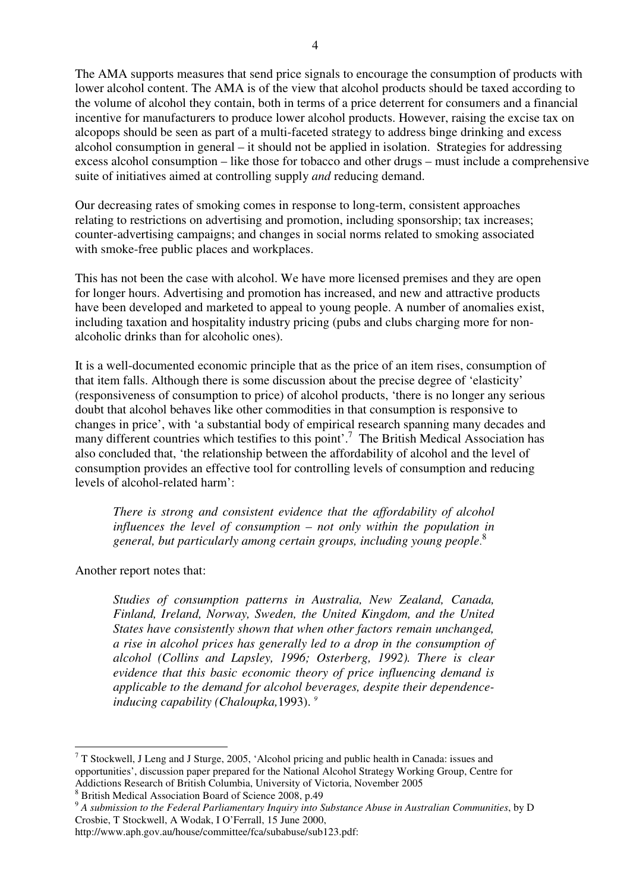The AMA supports measures that send price signals to encourage the consumption of products with lower alcohol content. The AMA is of the view that alcohol products should be taxed according to the volume of alcohol they contain, both in terms of a price deterrent for consumers and a financial incentive for manufacturers to produce lower alcohol products. However, raising the excise tax on alcopops should be seen as part of a multi-faceted strategy to address binge drinking and excess alcohol consumption in general – it should not be applied in isolation. Strategies for addressing excess alcohol consumption – like those for tobacco and other drugs – must include a comprehensive suite of initiatives aimed at controlling supply *and* reducing demand.

Our decreasing rates of smoking comes in response to long-term, consistent approaches relating to restrictions on advertising and promotion, including sponsorship; tax increases; counter-advertising campaigns; and changes in social norms related to smoking associated with smoke-free public places and workplaces.

This has not been the case with alcohol. We have more licensed premises and they are open for longer hours. Advertising and promotion has increased, and new and attractive products have been developed and marketed to appeal to young people. A number of anomalies exist, including taxation and hospitality industry pricing (pubs and clubs charging more for non-alcoholic drinks than for alcoholic ones).

It is a well-documented economic principle that as the price of an item rises, consumption of that item falls. Although there is some discussion about the precise degree of 'elasticity' (responsiveness of consumption to price) of alcohol products, 'there is no longer any serious doubt that alcohol behaves like other commodities in that consumption is responsive to changes in price', with 'a substantial body of empirical research spanning many decades and many different countries which testifies to this point'.[7] The British Medical Association has also concluded that, 'the relationship between the affordability of alcohol and the level of consumption provides an effective tool for controlling levels of consumption and reducing levels of alcohol-related harm':

> *There is strong and consistent evidence that the affordability of alcohol influences the level of consumption – not only within the population in general, but particularly among certain groups, including young people.*[8]

Another report notes that:

> *Studies of consumption patterns in Australia, New Zealand, Canada, Finland, Ireland, Norway, Sweden, the United Kingdom, and the United States have consistently shown that when other factors remain unchanged, a rise in alcohol prices has generally led to a drop in the consumption of alcohol (Collins and Lapsley, 1996; Osterberg, 1992). There is clear evidence that this basic economic theory of price influencing demand is applicable to the demand for alcohol beverages, despite their dependence-inducing capability (Chaloupka,* 1993). [9]

---

[7] T Stockwell, J Leng and J Sturge, 2005, 'Alcohol pricing and public health in Canada: issues and opportunities', discussion paper prepared for the National Alcohol Strategy Working Group, Centre for Addictions Research of British Columbia, University of Victoria, November 2005

[8] British Medical Association Board of Science 2008, p.49

[9] *A submission to the Federal Parliamentary Inquiry into Substance Abuse in Australian Communities*, by D Crosbie, T Stockwell, A Wodak, I O'Ferrall, 15 June 2000, http://www.aph.gov.au/house/committee/fca/subabuse/sub123.pdf: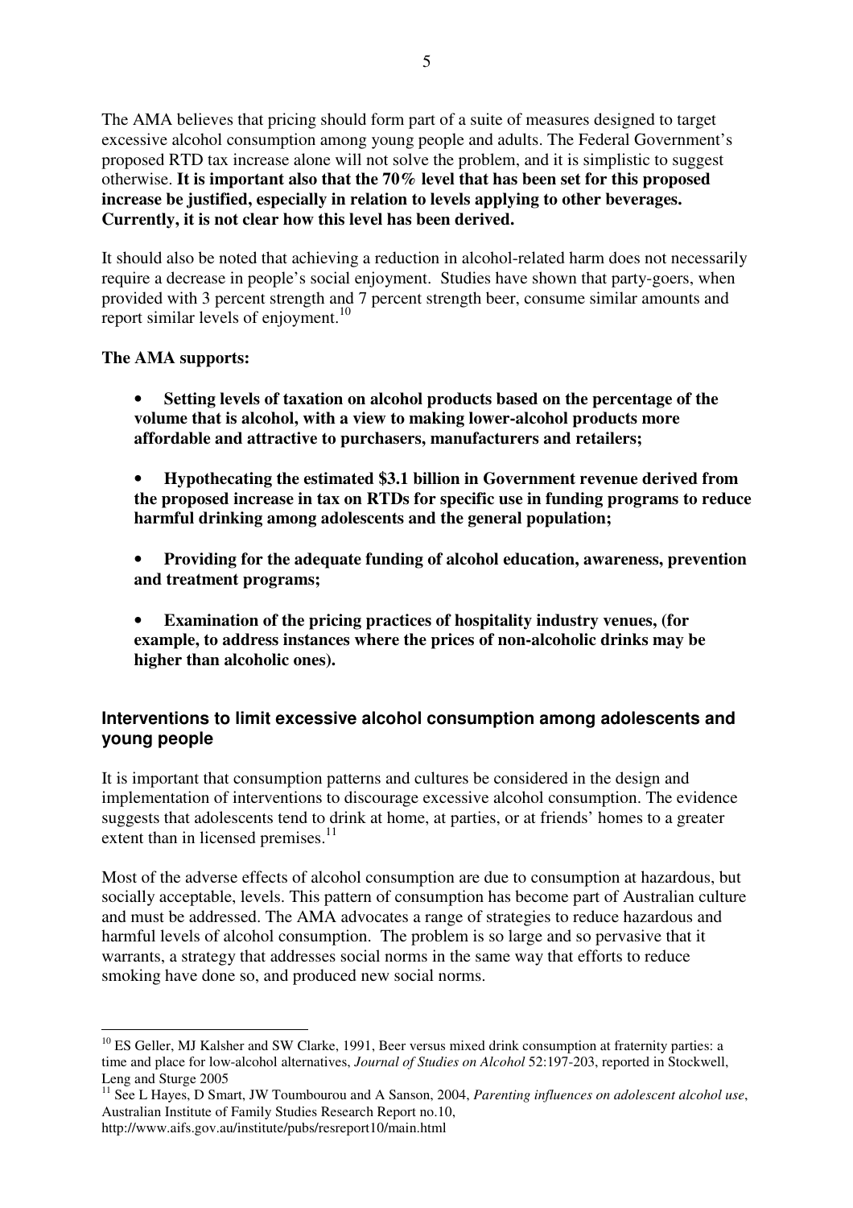The AMA believes that pricing should form part of a suite of measures designed to target excessive alcohol consumption among young people and adults. The Federal Government's proposed RTD tax increase alone will not solve the problem, and it is simplistic to suggest otherwise. **It is important also that the 70% level that has been set for this proposed increase be justified, especially in relation to levels applying to other beverages. Currently, it is not clear how this level has been derived.**

It should also be noted that achieving a reduction in alcohol-related harm does not necessarily require a decrease in people's social enjoyment. Studies have shown that party-goers, when provided with 3 percent strength and 7 percent strength beer, consume similar amounts and report similar levels of enjoyment.[10]

**The AMA supports:**

- **Setting levels of taxation on alcohol products based on the percentage of the volume that is alcohol, with a view to making lower-alcohol products more affordable and attractive to purchasers, manufacturers and retailers;**

- **Hypothecating the estimated $3.1 billion in Government revenue derived from the proposed increase in tax on RTDs for specific use in funding programs to reduce harmful drinking among adolescents and the general population;**

- **Providing for the adequate funding of alcohol education, awareness, prevention and treatment programs;**

- **Examination of the pricing practices of hospitality industry venues, (for example, to address instances where the prices of non-alcoholic drinks may be higher than alcoholic ones).**

## Interventions to limit excessive alcohol consumption among adolescents and young people

It is important that consumption patterns and cultures be considered in the design and implementation of interventions to discourage excessive alcohol consumption. The evidence suggests that adolescents tend to drink at home, at parties, or at friends' homes to a greater extent than in licensed premises.[11]

Most of the adverse effects of alcohol consumption are due to consumption at hazardous, but socially acceptable, levels. This pattern of consumption has become part of Australian culture and must be addressed. The AMA advocates a range of strategies to reduce hazardous and harmful levels of alcohol consumption. The problem is so large and so pervasive that it warrants, a strategy that addresses social norms in the same way that efforts to reduce smoking have done so, and produced new social norms.

---

[10] ES Geller, MJ Kalsher and SW Clarke, 1991, Beer versus mixed drink consumption at fraternity parties: a time and place for low-alcohol alternatives, *Journal of Studies on Alcohol* 52:197-203, reported in Stockwell, Leng and Sturge 2005

[11] See L Hayes, D Smart, JW Toumbourou and A Sanson, 2004, *Parenting influences on adolescent alcohol use*, Australian Institute of Family Studies Research Report no.10, http://www.aifs.gov.au/institute/pubs/resreport10/main.html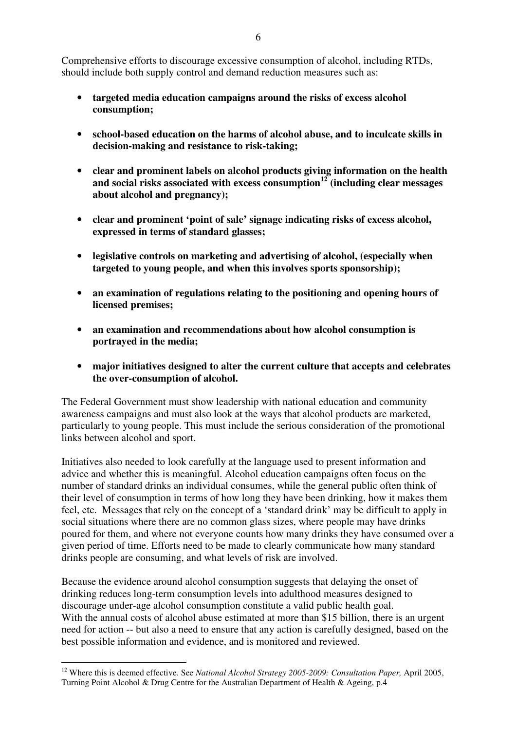Comprehensive efforts to discourage excessive consumption of alcohol, including RTDs, should include both supply control and demand reduction measures such as:

- **targeted media education campaigns around the risks of excess alcohol consumption;**
- **school-based education on the harms of alcohol abuse, and to inculcate skills in decision-making and resistance to risk-taking;**
- **clear and prominent labels on alcohol products giving information on the health and social risks associated with excess consumption[12] (including clear messages about alcohol and pregnancy);**
- **clear and prominent 'point of sale' signage indicating risks of excess alcohol, expressed in terms of standard glasses;**
- **legislative controls on marketing and advertising of alcohol, (especially when targeted to young people, and when this involves sports sponsorship);**
- **an examination of regulations relating to the positioning and opening hours of licensed premises;**
- **an examination and recommendations about how alcohol consumption is portrayed in the media;**
- **major initiatives designed to alter the current culture that accepts and celebrates the over-consumption of alcohol.**

The Federal Government must show leadership with national education and community awareness campaigns and must also look at the ways that alcohol products are marketed, particularly to young people. This must include the serious consideration of the promotional links between alcohol and sport.

Initiatives also needed to look carefully at the language used to present information and advice and whether this is meaningful. Alcohol education campaigns often focus on the number of standard drinks an individual consumes, while the general public often think of their level of consumption in terms of how long they have been drinking, how it makes them feel, etc. Messages that rely on the concept of a 'standard drink' may be difficult to apply in social situations where there are no common glass sizes, where people may have drinks poured for them, and where not everyone counts how many drinks they have consumed over a given period of time. Efforts need to be made to clearly communicate how many standard drinks people are consuming, and what levels of risk are involved.

Because the evidence around alcohol consumption suggests that delaying the onset of drinking reduces long-term consumption levels into adulthood measures designed to discourage under-age alcohol consumption constitute a valid public health goal.
With the annual costs of alcohol abuse estimated at more than $15 billion, there is an urgent need for action -- but also a need to ensure that any action is carefully designed, based on the best possible information and evidence, and is monitored and reviewed.

---

[12] Where this is deemed effective. See *National Alcohol Strategy 2005-2009: Consultation Paper,* April 2005, Turning Point Alcohol & Drug Centre for the Australian Department of Health & Ageing, p.4